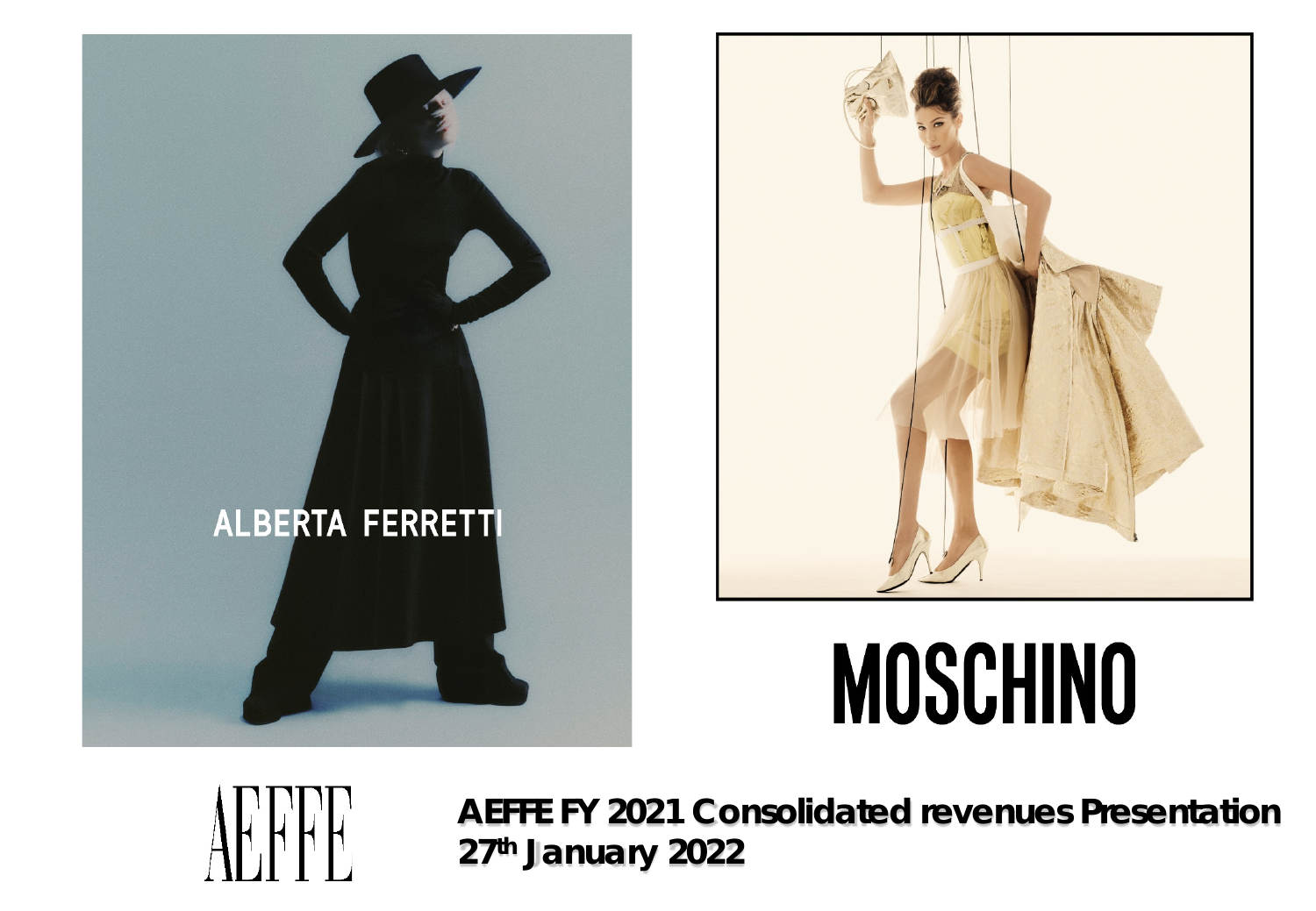ALBERTA FERRETTI

MOSCHINO

AEFFE

**AEFFE FY 2021 Consolidated revenues Presentation**
**27th January 2022**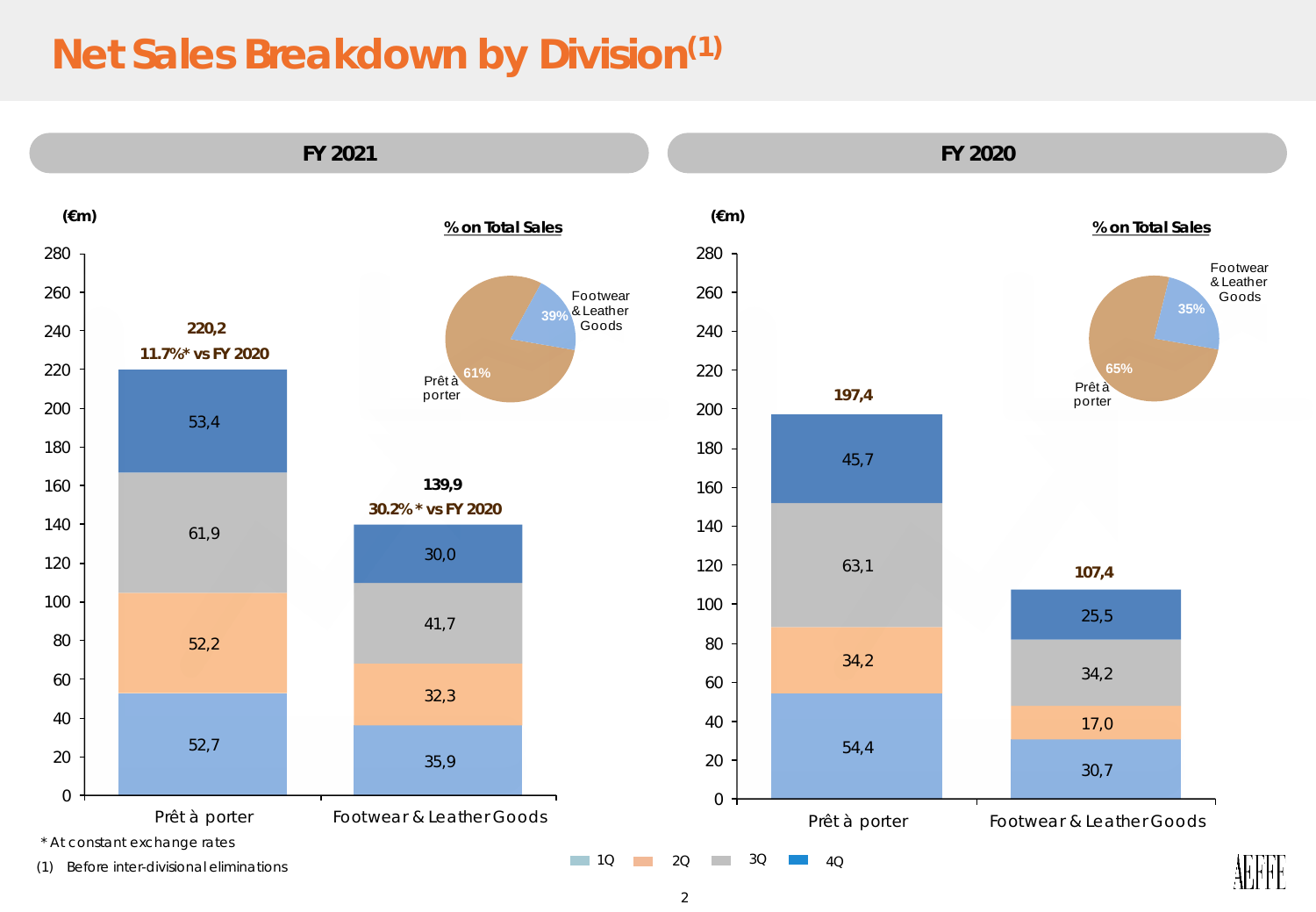# Net Sales Breakdown by Division(1)

## FY 2021

(€m)

| | Prêt à porter | Footwear & Leather Goods |
|---|---|---|
| 1Q | 52,7 | 35,9 |
| 2Q | 52,2 | 32,3 |
| 3Q | 61,9 | 41,7 |
| 4Q | 53,4 | 30,0 |
| Total | 220,2 | 139,9 |
| vs FY 2020 | 11.7%* | 30.2%* |

% on Total Sales

- Prêt à porter: 61%
- Footwear & Leather Goods: 39%

## FY 2020

(€m)

| | Prêt à porter | Footwear & Leather Goods |
|---|---|---|
| 1Q | 54,4 | 30,7 |
| 2Q | 34,2 | 17,0 |
| 3Q | 63,1 | 34,2 |
| 4Q | 45,7 | 25,5 |
| Total | 197,4 | 107,4 |

% on Total Sales

- Prêt à porter: 65%
- Footwear & Leather Goods: 35%

\* At constant exchange rates

(1) Before inter-divisional eliminations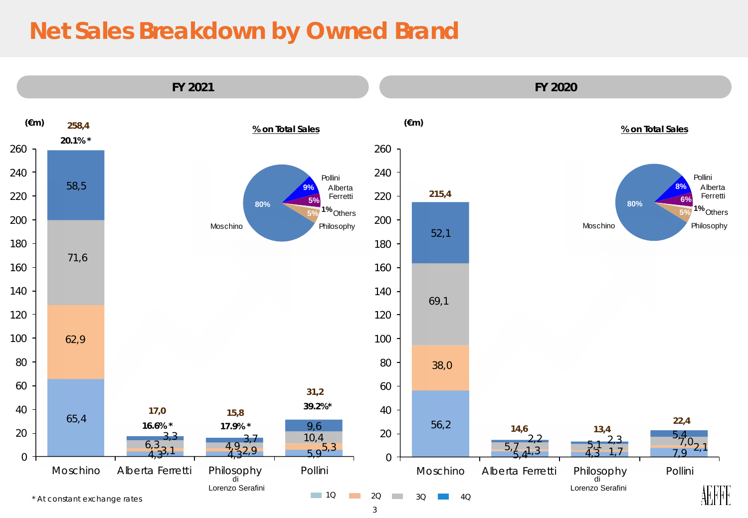# Net Sales Breakdown by Owned Brand

## FY 2021

(€m)

| Brand | 1Q | 2Q | 3Q | 4Q | Total | Growth |
|---|---|---|---|---|---|---|
| Moschino | 65,4 | 62,9 | 71,6 | 58,5 | 258,4 | 20.1%* |
| Alberta Ferretti | 4,3 | 3,1 | 6,3 | 3,3 | 17,0 | 16.6%* |
| Philosophy di Lorenzo Serafini | 4,3 | 2,9 | 4,9 | 3,7 | 15,8 | 17.9%* |
| Pollini | 5,9 | 5,3 | 10,4 | 9,6 | 31,2 | 39.2%* |

**% on Total Sales**

| Brand | % |
|---|---|
| Moschino | 80% |
| Pollini | 9% |
| Alberta Ferretti | 5% |
| Philosophy | 5% |
| Others | 1% |

## FY 2020

(€m)

| Brand | 1Q | 2Q | 3Q | 4Q | Total |
|---|---|---|---|---|---|
| Moschino | 56,2 | 38,0 | 69,1 | 52,1 | 215,4 |
| Alberta Ferretti | 5,4 | 1,3 | 5,7 | 2,2 | 14,6 |
| Philosophy di Lorenzo Serafini | 4,3 | 1,7 | 5,1 | 2,3 | 13,4 |
| Pollini | 7,9 | 2,1 | 7,0 | 5,4 | 22,4 |

**% on Total Sales**

| Brand | % |
|---|---|
| Moschino | 80% |
| Pollini | 8% |
| Alberta Ferretti | 6% |
| Philosophy | 5% |
| Others | 1% |

\* At constant exchange rates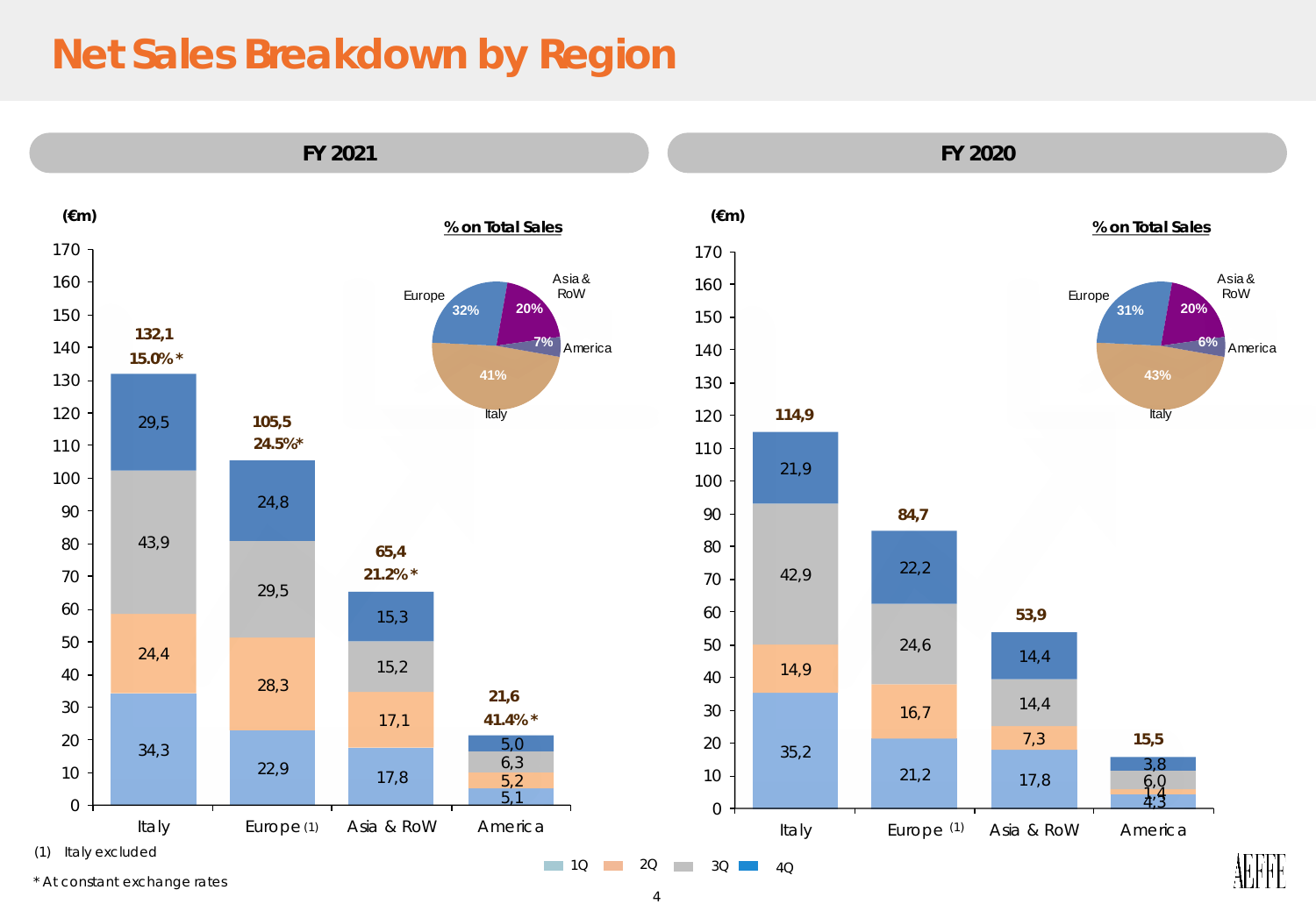# Net Sales Breakdown by Region

## FY 2021

(€m)

| | Italy | Europe (1) | Asia & RoW | America |
|---|---|---|---|---|
| 1Q | 34,3 | 22,9 | 17,8 | 5,1 |
| 2Q | 24,4 | 28,3 | 17,1 | 5,2 |
| 3Q | 43,9 | 29,5 | 15,2 | 6,3 |
| 4Q | 29,5 | 24,8 | 15,3 | 5,0 |
| Total | 132,1 | 105,5 | 65,4 | 21,6 |
| Growth | 15.0%* | 24.5%* | 21.2%* | 41.4%* |

**% on Total Sales**

| Region | % |
|---|---|
| Italy | 41% |
| Europe | 32% |
| Asia & RoW | 20% |
| America | 7% |

## FY 2020

(€m)

| | Italy | Europe (1) | Asia & RoW | America |
|---|---|---|---|---|
| 1Q | 35,2 | 21,2 | 17,8 | 4,3 |
| 2Q | 14,9 | 16,7 | 7,3 | 1,4 |
| 3Q | 42,9 | 24,6 | 14,4 | 6,0 |
| 4Q | 21,9 | 22,2 | 14,4 | 3,8 |
| Total | 114,9 | 84,7 | 53,9 | 15,5 |

**% on Total Sales**

| Region | % |
|---|---|
| Italy | 43% |
| Europe | 31% |
| Asia & RoW | 20% |
| America | 6% |

(1) Italy excluded

* At constant exchange rates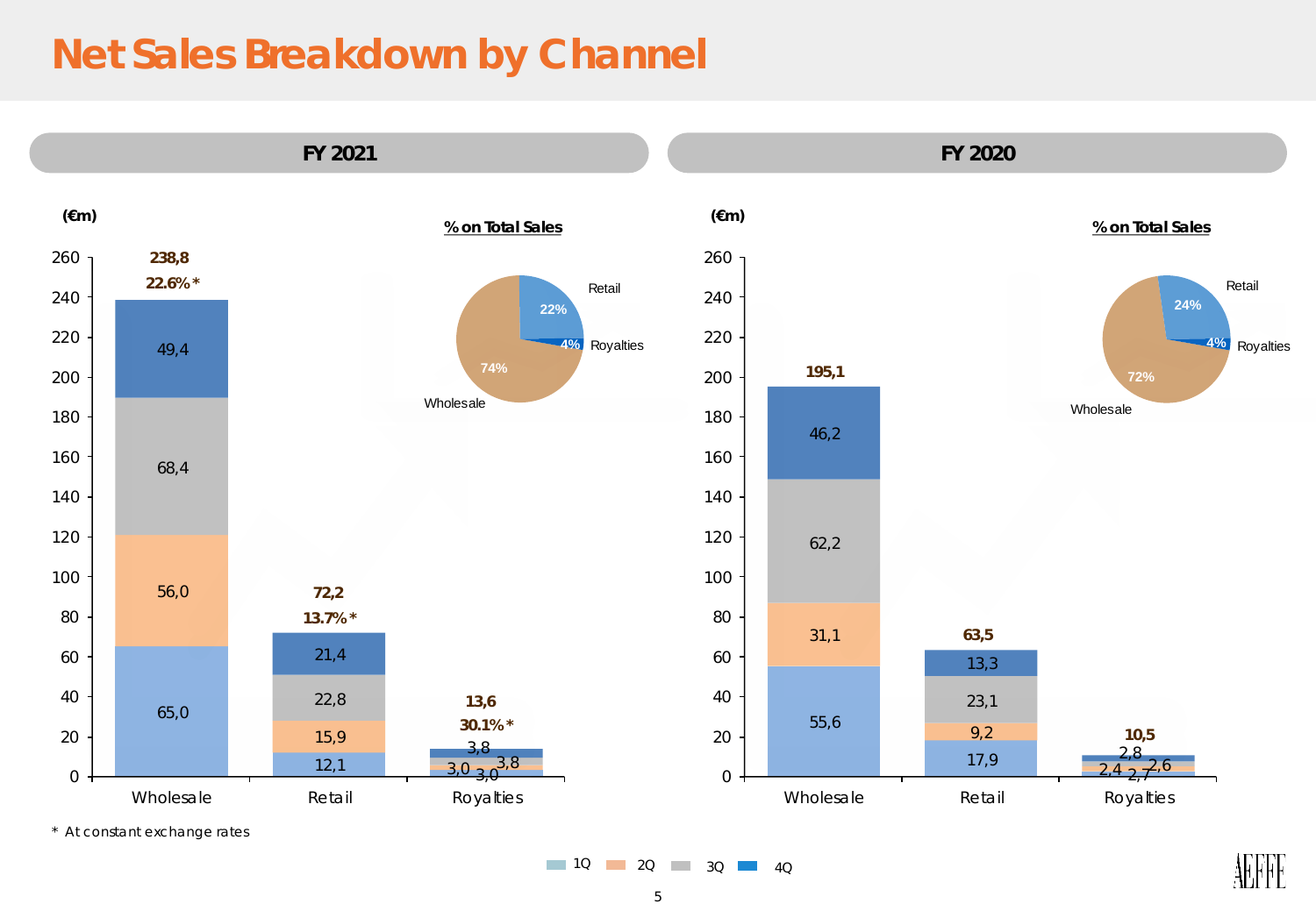# Net Sales Breakdown by Channel

## FY 2021

(€m)

| | Wholesale | Retail | Royalties |
|---|---|---|---|
| 1Q | 65,0 | 12,1 | 3,0 |
| 2Q | 56,0 | 15,9 | 3,0 |
| 3Q | 68,4 | 22,8 | 3,8 |
| 4Q | 49,4 | 21,4 | 3,8 |
| Total | 238,8 | 72,2 | 13,6 |
| Growth | 22.6%* | 13.7%* | 30.1%* |

% on Total Sales

| Channel | % |
|---|---|
| Wholesale | 74% |
| Retail | 22% |
| Royalties | 4% |

## FY 2020

(€m)

| | Wholesale | Retail | Royalties |
|---|---|---|---|
| 1Q | 55,6 | 17,9 | 2,4 |
| 2Q | 31,1 | 9,2 | 2,7 |
| 3Q | 62,2 | 23,1 | 2,6 |
| 4Q | 46,2 | 13,3 | 2,8 |
| Total | 195,1 | 63,5 | 10,5 |

% on Total Sales

| Channel | % |
|---|---|
| Wholesale | 72% |
| Retail | 24% |
| Royalties | 4% |

\* At constant exchange rates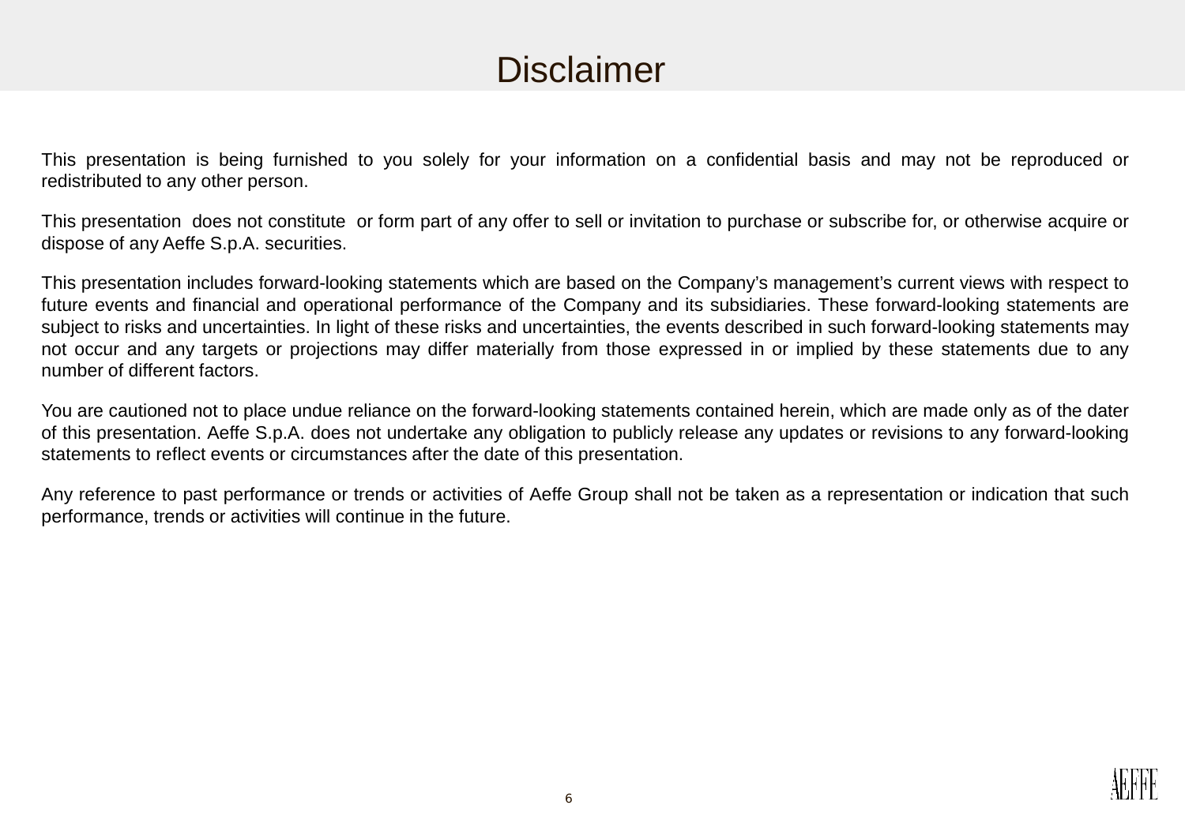# Disclaimer

This presentation is being furnished to you solely for your information on a confidential basis and may not be reproduced or redistributed to any other person.

This presentation does not constitute or form part of any offer to sell or invitation to purchase or subscribe for, or otherwise acquire or dispose of any Aeffe S.p.A. securities.

This presentation includes forward-looking statements which are based on the Company's management's current views with respect to future events and financial and operational performance of the Company and its subsidiaries. These forward-looking statements are subject to risks and uncertainties. In light of these risks and uncertainties, the events described in such forward-looking statements may not occur and any targets or projections may differ materially from those expressed in or implied by these statements due to any number of different factors.

You are cautioned not to place undue reliance on the forward-looking statements contained herein, which are made only as of the dater of this presentation. Aeffe S.p.A. does not undertake any obligation to publicly release any updates or revisions to any forward-looking statements to reflect events or circumstances after the date of this presentation.

Any reference to past performance or trends or activities of Aeffe Group shall not be taken as a representation or indication that such performance, trends or activities will continue in the future.